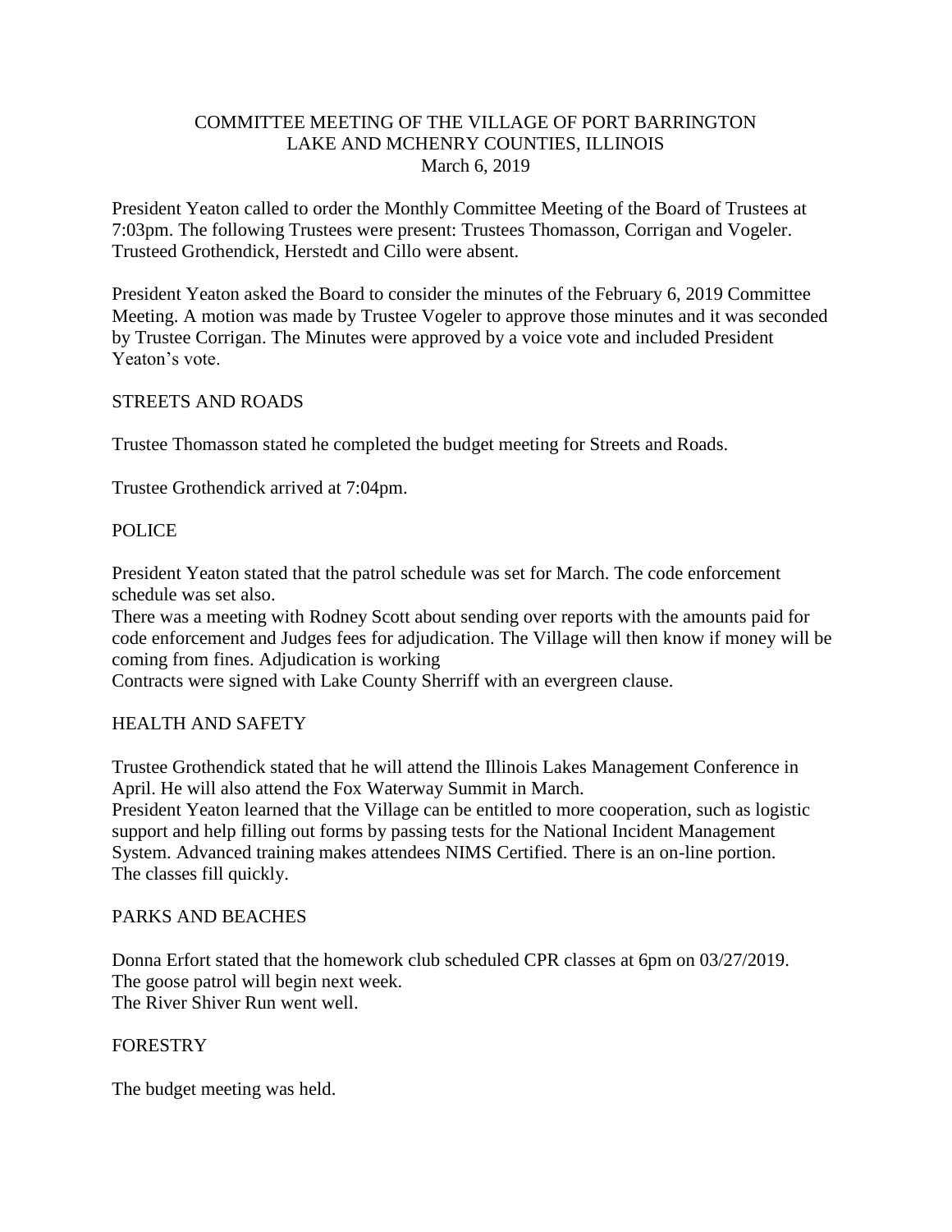# COMMITTEE MEETING OF THE VILLAGE OF PORT BARRINGTON
## LAKE AND MCHENRY COUNTIES, ILLINOIS
### March 6, 2019

President Yeaton called to order the Monthly Committee Meeting of the Board of Trustees at 7:03pm. The following Trustees were present: Trustees Thomasson, Corrigan and Vogeler. Trusteed Grothendick, Herstedt and Cillo were absent.

President Yeaton asked the Board to consider the minutes of the February 6, 2019 Committee Meeting. A motion was made by Trustee Vogeler to approve those minutes and it was seconded by Trustee Corrigan. The Minutes were approved by a voice vote and included President Yeaton's vote.

## STREETS AND ROADS

Trustee Thomasson stated he completed the budget meeting for Streets and Roads.

Trustee Grothendick arrived at 7:04pm.

## POLICE

President Yeaton stated that the patrol schedule was set for March. The code enforcement schedule was set also.
There was a meeting with Rodney Scott about sending over reports with the amounts paid for code enforcement and Judges fees for adjudication. The Village will then know if money will be coming from fines. Adjudication is working
Contracts were signed with Lake County Sherriff with an evergreen clause.

## HEALTH AND SAFETY

Trustee Grothendick stated that he will attend the Illinois Lakes Management Conference in April. He will also attend the Fox Waterway Summit in March.
President Yeaton learned that the Village can be entitled to more cooperation, such as logistic support and help filling out forms by passing tests for the National Incident Management System. Advanced training makes attendees NIMS Certified. There is an on-line portion. The classes fill quickly.

## PARKS AND BEACHES

Donna Erfort stated that the homework club scheduled CPR classes at 6pm on 03/27/2019.
The goose patrol will begin next week.
The River Shiver Run went well.

## FORESTRY

The budget meeting was held.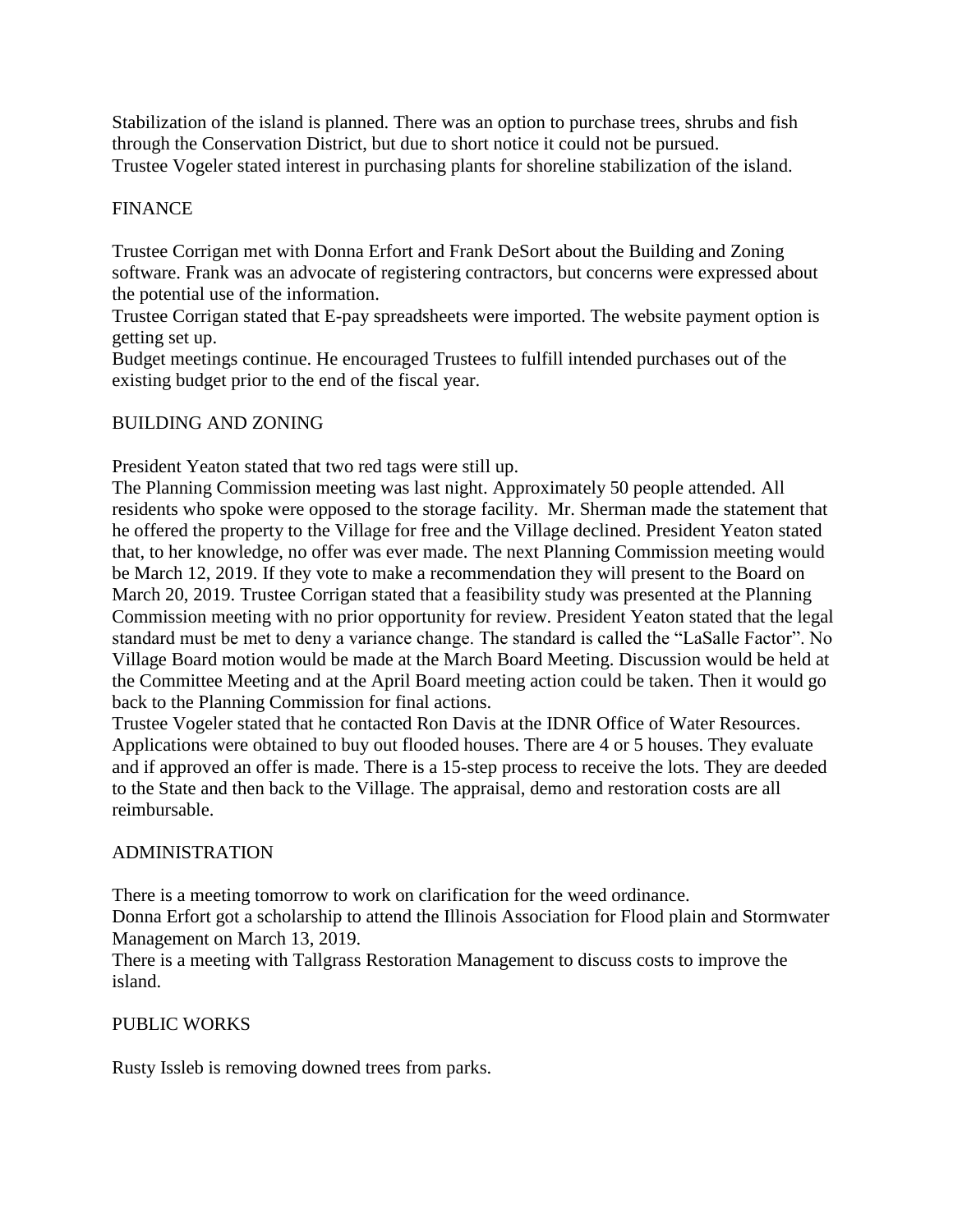Stabilization of the island is planned. There was an option to purchase trees, shrubs and fish through the Conservation District, but due to short notice it could not be pursued.
Trustee Vogeler stated interest in purchasing plants for shoreline stabilization of the island.

## FINANCE

Trustee Corrigan met with Donna Erfort and Frank DeSort about the Building and Zoning software. Frank was an advocate of registering contractors, but concerns were expressed about the potential use of the information.
Trustee Corrigan stated that E-pay spreadsheets were imported. The website payment option is getting set up.
Budget meetings continue. He encouraged Trustees to fulfill intended purchases out of the existing budget prior to the end of the fiscal year.

## BUILDING AND ZONING

President Yeaton stated that two red tags were still up.
The Planning Commission meeting was last night. Approximately 50 people attended. All residents who spoke were opposed to the storage facility. Mr. Sherman made the statement that he offered the property to the Village for free and the Village declined. President Yeaton stated that, to her knowledge, no offer was ever made. The next Planning Commission meeting would be March 12, 2019. If they vote to make a recommendation they will present to the Board on March 20, 2019. Trustee Corrigan stated that a feasibility study was presented at the Planning Commission meeting with no prior opportunity for review. President Yeaton stated that the legal standard must be met to deny a variance change. The standard is called the "LaSalle Factor". No Village Board motion would be made at the March Board Meeting. Discussion would be held at the Committee Meeting and at the April Board meeting action could be taken. Then it would go back to the Planning Commission for final actions.
Trustee Vogeler stated that he contacted Ron Davis at the IDNR Office of Water Resources. Applications were obtained to buy out flooded houses. There are 4 or 5 houses. They evaluate and if approved an offer is made. There is a 15-step process to receive the lots. They are deeded to the State and then back to the Village. The appraisal, demo and restoration costs are all reimbursable.

## ADMINISTRATION

There is a meeting tomorrow to work on clarification for the weed ordinance.
Donna Erfort got a scholarship to attend the Illinois Association for Flood plain and Stormwater Management on March 13, 2019.
There is a meeting with Tallgrass Restoration Management to discuss costs to improve the island.

## PUBLIC WORKS

Rusty Issleb is removing downed trees from parks.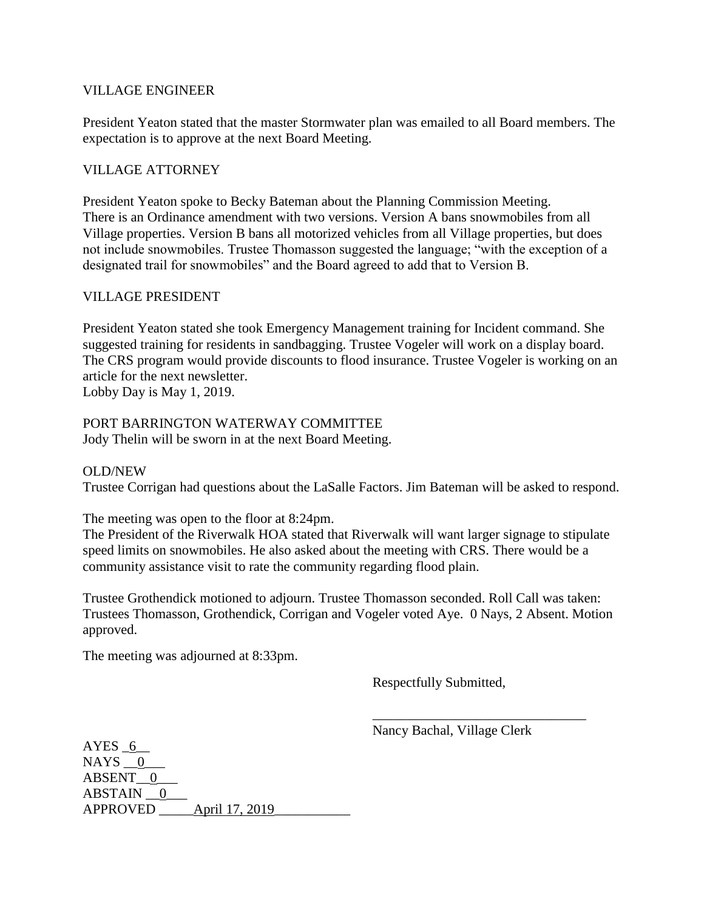VILLAGE ENGINEER

President Yeaton stated that the master Stormwater plan was emailed to all Board members. The expectation is to approve at the next Board Meeting.

VILLAGE ATTORNEY

President Yeaton spoke to Becky Bateman about the Planning Commission Meeting. There is an Ordinance amendment with two versions. Version A bans snowmobiles from all Village properties. Version B bans all motorized vehicles from all Village properties, but does not include snowmobiles. Trustee Thomasson suggested the language; "with the exception of a designated trail for snowmobiles" and the Board agreed to add that to Version B.

VILLAGE PRESIDENT

President Yeaton stated she took Emergency Management training for Incident command. She suggested training for residents in sandbagging. Trustee Vogeler will work on a display board. The CRS program would provide discounts to flood insurance. Trustee Vogeler is working on an article for the next newsletter.
Lobby Day is May 1, 2019.

PORT BARRINGTON WATERWAY COMMITTEE
Jody Thelin will be sworn in at the next Board Meeting.

OLD/NEW
Trustee Corrigan had questions about the LaSalle Factors. Jim Bateman will be asked to respond.

The meeting was open to the floor at 8:24pm.
The President of the Riverwalk HOA stated that Riverwalk will want larger signage to stipulate speed limits on snowmobiles. He also asked about the meeting with CRS. There would be a community assistance visit to rate the community regarding flood plain.

Trustee Grothendick motioned to adjourn. Trustee Thomasson seconded. Roll Call was taken: Trustees Thomasson, Grothendick, Corrigan and Vogeler voted Aye. 0 Nays, 2 Absent. Motion approved.

The meeting was adjourned at 8:33pm.

Respectfully Submitted,

_______________________________
Nancy Bachal, Village Clerk

AYES _6__
NAYS __0___
ABSENT__0___
ABSTAIN __0___
APPROVED _____April 17, 2019___________